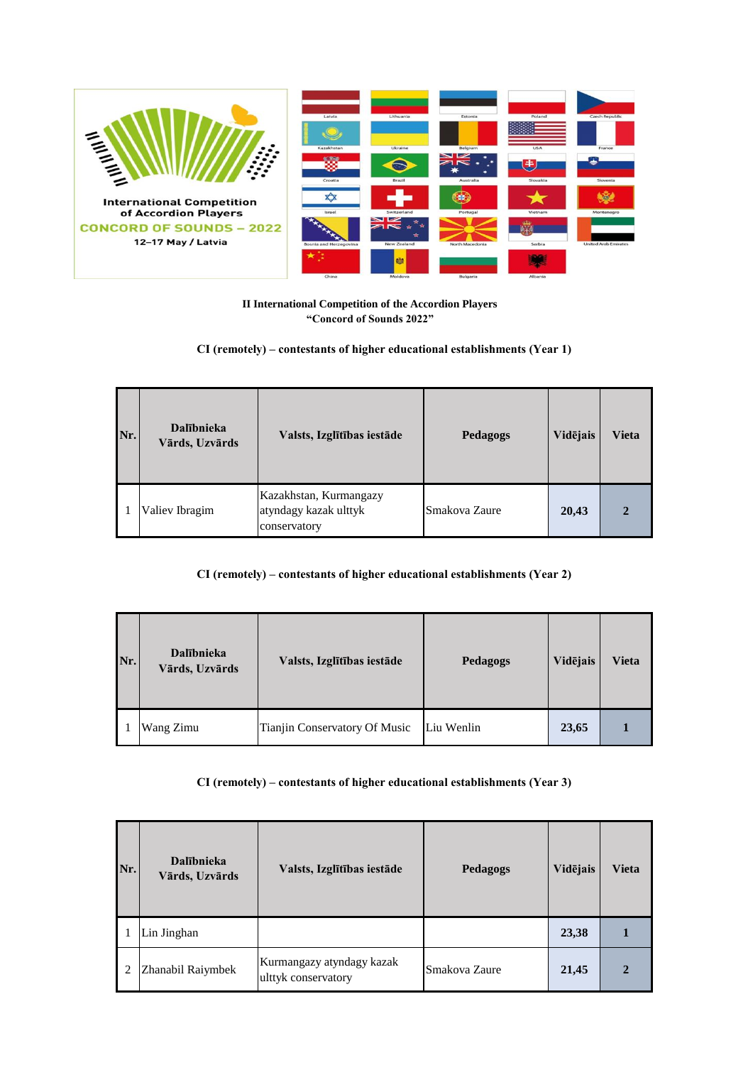International Competition of Accordion Players

CONCORD OF SOUNDS – 2022

12–17 May / Latvia

**II International Competition of the Accordion Players**
**"Concord of Sounds 2022"**

**CI (remotely) – contestants of higher educational establishments (Year 1)**

| Nr. | Dalībnieka Vārds, Uzvārds | Valsts, Izglītības iestāde | Pedagogs | Vidējais | Vieta |
|---|---|---|---|---|---|
| 1 | Valiev Ibragim | Kazakhstan, Kurmangazy atyndagy kazak ulttyk conservatory | Smakova Zaure | 20,43 | 2 |

**CI (remotely) – contestants of higher educational establishments (Year 2)**

| Nr. | Dalībnieka Vārds, Uzvārds | Valsts, Izglītības iestāde | Pedagogs | Vidējais | Vieta |
|---|---|---|---|---|---|
| 1 | Wang Zimu | Tianjin Conservatory Of Music | Liu Wenlin | 23,65 | 1 |

**CI (remotely) – contestants of higher educational establishments (Year 3)**

| Nr. | Dalībnieka Vārds, Uzvārds | Valsts, Izglītības iestāde | Pedagogs | Vidējais | Vieta |
|---|---|---|---|---|---|
| 1 | Lin Jinghan | | | 23,38 | 1 |
| 2 | Zhanabil Raiymbek | Kurmangazy atyndagy kazak ulttyk conservatory | Smakova Zaure | 21,45 | 2 |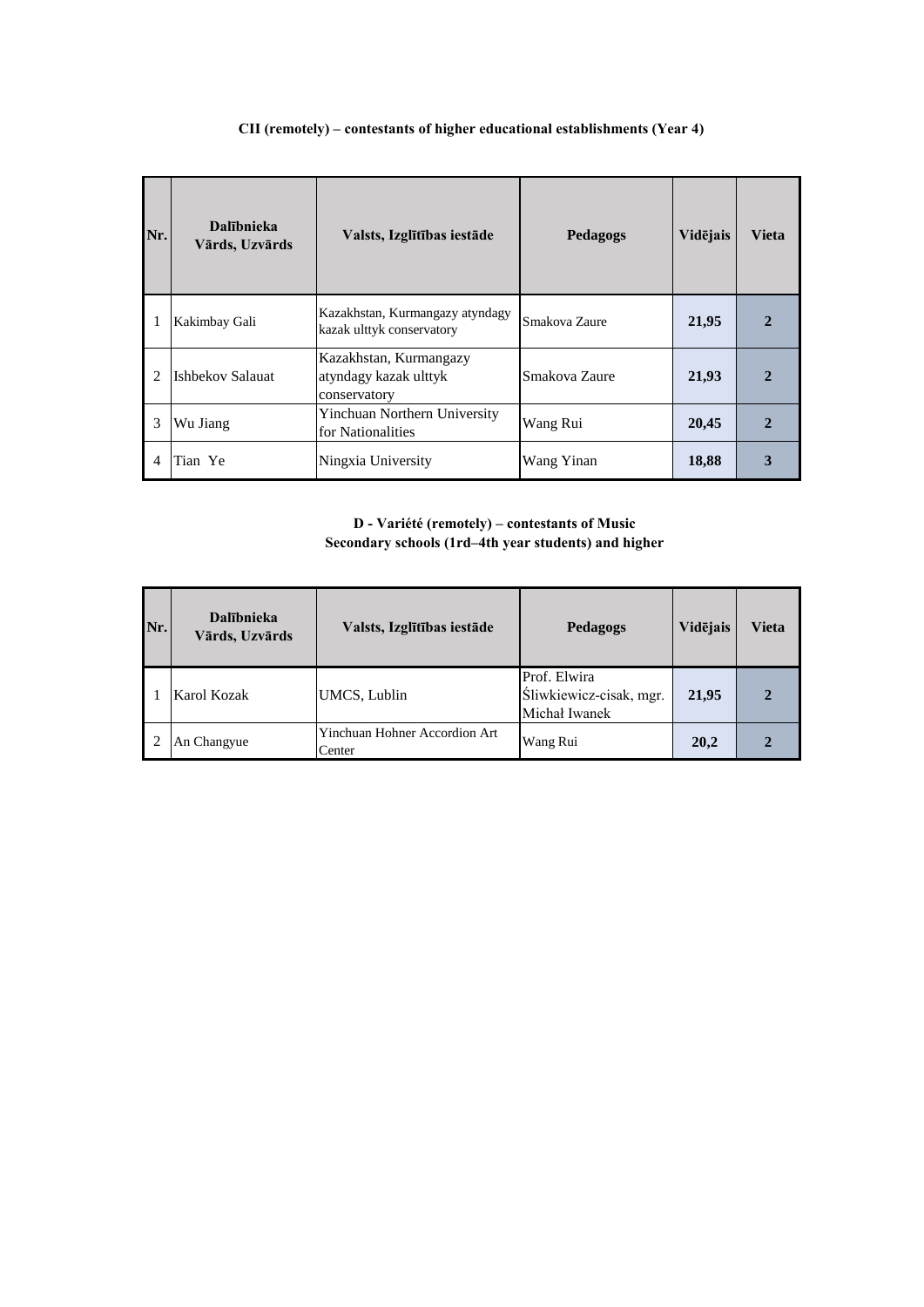**CII (remotely) – contestants of higher educational establishments (Year 4)**

| Nr. | Dalībnieka Vārds, Uzvārds | Valsts, Izglītības iestāde | Pedagogs | Vidējais | Vieta |
|---|---|---|---|---|---|
| 1 | Kakimbay Gali | Kazakhstan, Kurmangazy atyndagy kazak ulttyk conservatory | Smakova Zaure | **21,95** | **2** |
| 2 | Ishbekov Salauat | Kazakhstan, Kurmangazy atyndagy kazak ulttyk conservatory | Smakova Zaure | **21,93** | **2** |
| 3 | Wu Jiang | Yinchuan Northern University for Nationalities | Wang Rui | **20,45** | **2** |
| 4 | Tian Ye | Ningxia University | Wang Yinan | **18,88** | **3** |

**D - Variété (remotely) – contestants of Music Secondary schools (1rd–4th year students) and higher**

| Nr. | Dalībnieka Vārds, Uzvārds | Valsts, Izglītības iestāde | Pedagogs | Vidējais | Vieta |
|---|---|---|---|---|---|
| 1 | Karol Kozak | UMCS, Lublin | Prof. Elwira Śliwkiewicz-cisak, mgr. Michał Iwanek | **21,95** | **2** |
| 2 | An Changyue | Yinchuan Hohner Accordion Art Center | Wang Rui | **20,2** | **2** |